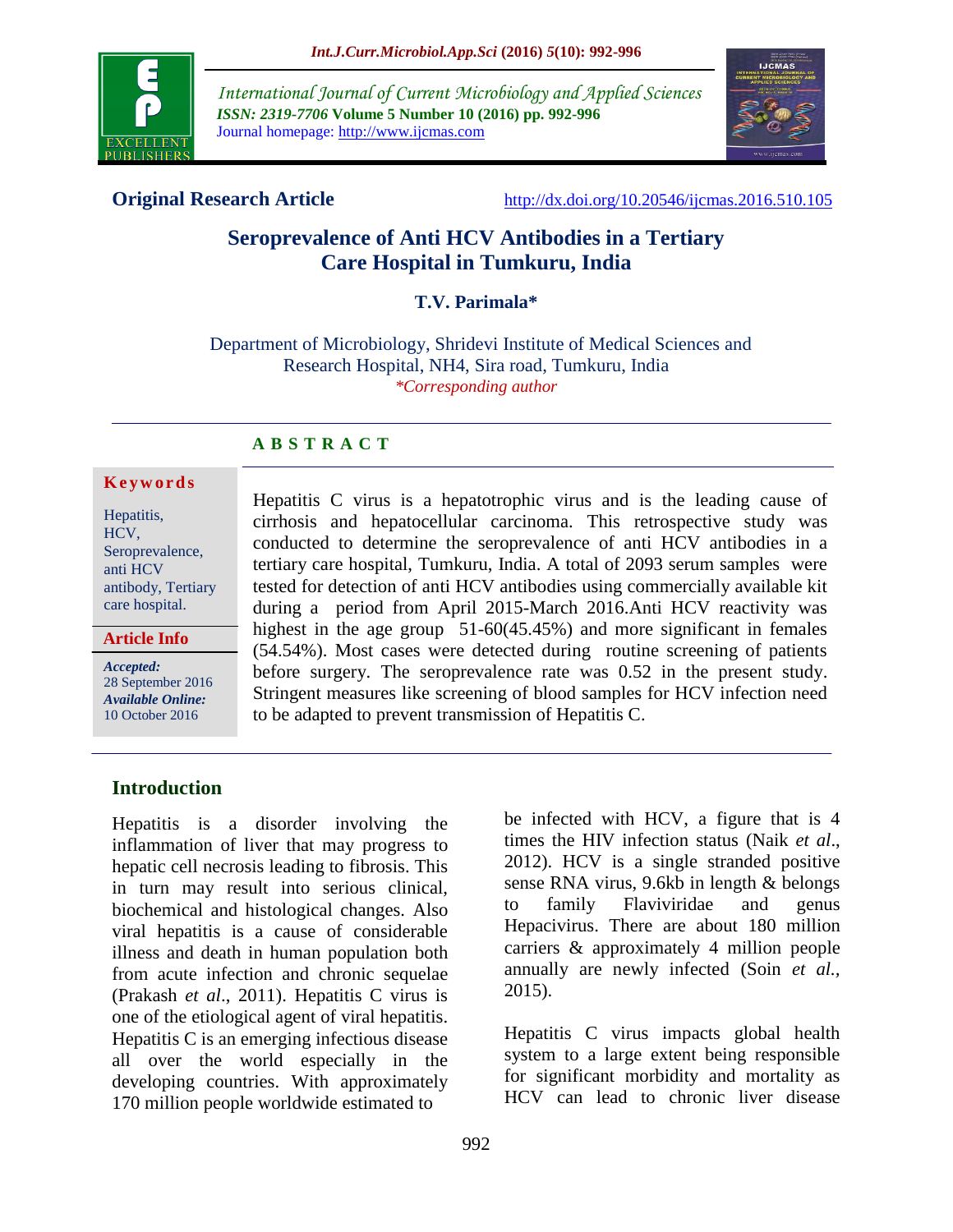**Original Research Article** http://dx.doi.org/10.20546/ijcmas.2016.510.105

# Seroprevalence of Anti HCV Antibodies in a Tertiary Care Hospital in Tumkuru, India

**T.V. Parimala***

Department of Microbiology, Shridevi Institute of Medical Sciences and Research Hospital, NH4, Sira road, Tumkuru, India

*\*Corresponding author*

## ABSTRACT

**Keywords**

Hepatitis, HCV, Seroprevalence, anti HCV antibody, Tertiary care hospital.

**Article Info**

*Accepted:* 28 September 2016

*Available Online:* 10 October 2016

Hepatitis C virus is a hepatotrophic virus and is the leading cause of cirrhosis and hepatocellular carcinoma. This retrospective study was conducted to determine the seroprevalence of anti HCV antibodies in a tertiary care hospital, Tumkuru, India. A total of 2093 serum samples were tested for detection of anti HCV antibodies using commercially available kit during a period from April 2015-March 2016.Anti HCV reactivity was highest in the age group 51-60(45.45%) and more significant in females (54.54%). Most cases were detected during routine screening of patients before surgery. The seroprevalence rate was 0.52 in the present study. Stringent measures like screening of blood samples for HCV infection need to be adapted to prevent transmission of Hepatitis C.

## Introduction

Hepatitis is a disorder involving the inflammation of liver that may progress to hepatic cell necrosis leading to fibrosis. This in turn may result into serious clinical, biochemical and histological changes. Also viral hepatitis is a cause of considerable illness and death in human population both from acute infection and chronic sequelae (Prakash *et al*., 2011). Hepatitis C virus is one of the etiological agent of viral hepatitis. Hepatitis C is an emerging infectious disease all over the world especially in the developing countries. With approximately 170 million people worldwide estimated to be infected with HCV, a figure that is 4 times the HIV infection status (Naik *et al*., 2012). HCV is a single stranded positive sense RNA virus, 9.6kb in length & belongs to family Flaviviridae and genus Hepacivirus. There are about 180 million carriers & approximately 4 million people annually are newly infected (Soin *et al.,* 2015).

Hepatitis C virus impacts global health system to a large extent being responsible for significant morbidity and mortality as HCV can lead to chronic liver disease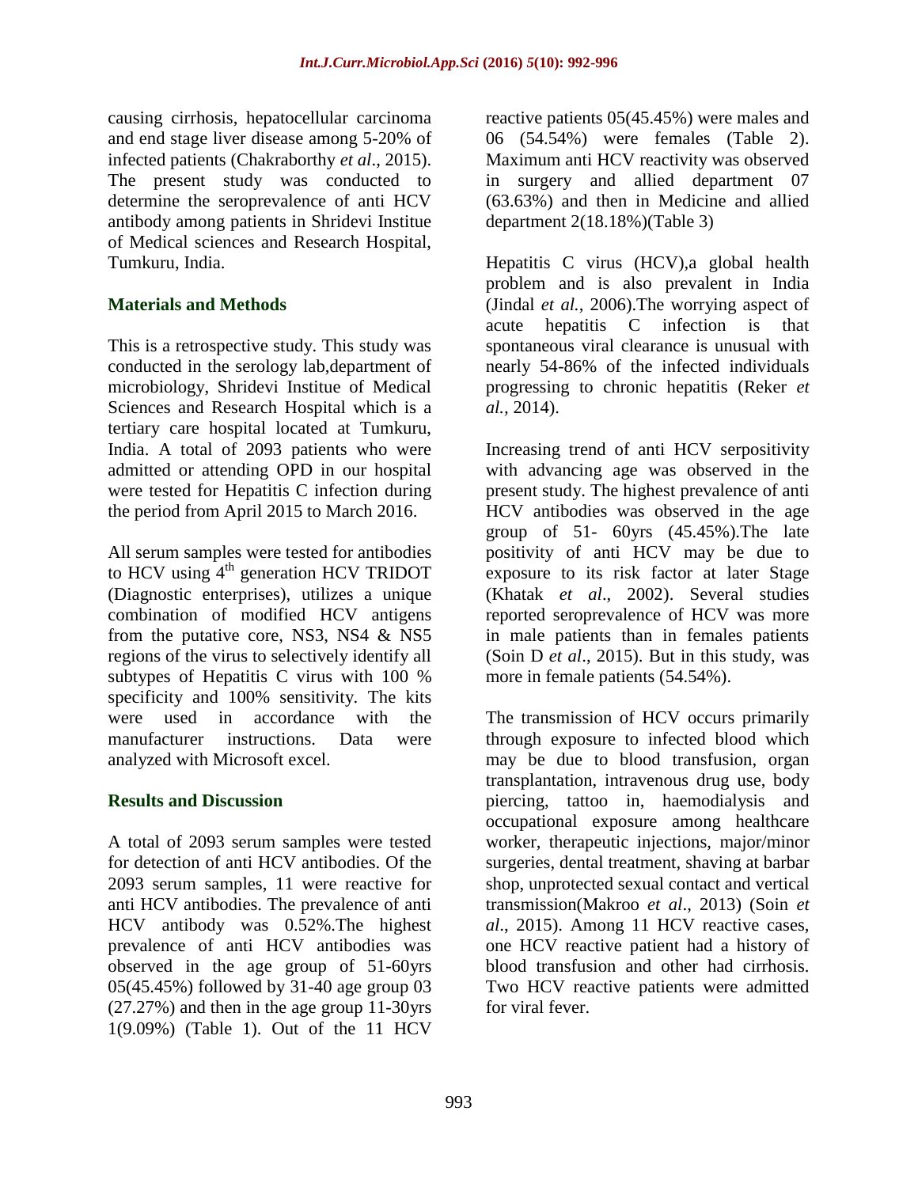causing cirrhosis, hepatocellular carcinoma and end stage liver disease among 5-20% of infected patients (Chakraborthy *et al*., 2015). The present study was conducted to determine the seroprevalence of anti HCV antibody among patients in Shridevi Institue of Medical sciences and Research Hospital, Tumkuru, India.

## Materials and Methods

This is a retrospective study. This study was conducted in the serology lab,department of microbiology, Shridevi Institue of Medical Sciences and Research Hospital which is a tertiary care hospital located at Tumkuru, India. A total of 2093 patients who were admitted or attending OPD in our hospital were tested for Hepatitis C infection during the period from April 2015 to March 2016.

All serum samples were tested for antibodies to HCV using 4$^{th}$ generation HCV TRIDOT (Diagnostic enterprises), utilizes a unique combination of modified HCV antigens from the putative core, NS3, NS4 & NS5 regions of the virus to selectively identify all subtypes of Hepatitis C virus with 100 % specificity and 100% sensitivity. The kits were used in accordance with the manufacturer instructions. Data were analyzed with Microsoft excel.

## Results and Discussion

A total of 2093 serum samples were tested for detection of anti HCV antibodies. Of the 2093 serum samples, 11 were reactive for anti HCV antibodies. The prevalence of anti HCV antibody was 0.52%.The highest prevalence of anti HCV antibodies was observed in the age group of 51-60yrs 05(45.45%) followed by 31-40 age group 03 (27.27%) and then in the age group 11-30yrs 1(9.09%) (Table 1). Out of the 11 HCV reactive patients 05(45.45%) were males and 06 (54.54%) were females (Table 2). Maximum anti HCV reactivity was observed in surgery and allied department 07 (63.63%) and then in Medicine and allied department 2(18.18%)(Table 3)

Hepatitis C virus (HCV),a global health problem and is also prevalent in India (Jindal *et al.,* 2006).The worrying aspect of acute hepatitis C infection is that spontaneous viral clearance is unusual with nearly 54-86% of the infected individuals progressing to chronic hepatitis (Reker *et al.,* 2014).

Increasing trend of anti HCV serpositivity with advancing age was observed in the present study. The highest prevalence of anti HCV antibodies was observed in the age group of 51- 60yrs (45.45%).The late positivity of anti HCV may be due to exposure to its risk factor at later Stage (Khatak *et al*., 2002). Several studies reported seroprevalence of HCV was more in male patients than in females patients (Soin D *et al*., 2015). But in this study, was more in female patients (54.54%).

The transmission of HCV occurs primarily through exposure to infected blood which may be due to blood transfusion, organ transplantation, intravenous drug use, body piercing, tattoo in, haemodialysis and occupational exposure among healthcare worker, therapeutic injections, major/minor surgeries, dental treatment, shaving at barbar shop, unprotected sexual contact and vertical transmission(Makroo *et al*., 2013) (Soin *et al.,* 2015). Among 11 HCV reactive cases, one HCV reactive patient had a history of blood transfusion and other had cirrhosis. Two HCV reactive patients were admitted for viral fever.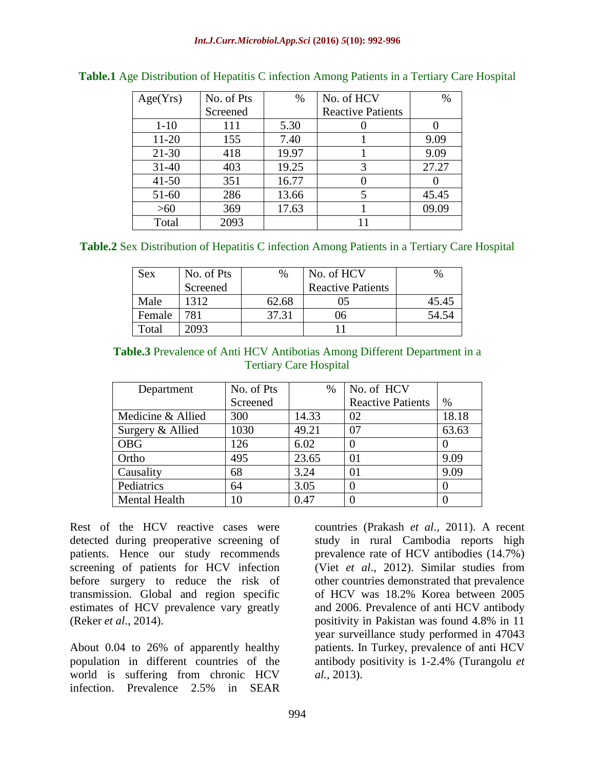**Table.1** Age Distribution of Hepatitis C infection Among Patients in a Tertiary Care Hospital

| Age(Yrs) | No. of Pts Screened | % | No. of HCV Reactive Patients | % |
|---|---|---|---|---|
| 1-10 | 111 | 5.30 | 0 | 0 |
| 11-20 | 155 | 7.40 | 1 | 9.09 |
| 21-30 | 418 | 19.97 | 1 | 9.09 |
| 31-40 | 403 | 19.25 | 3 | 27.27 |
| 41-50 | 351 | 16.77 | 0 | 0 |
| 51-60 | 286 | 13.66 | 5 | 45.45 |
| >60 | 369 | 17.63 | 1 | 09.09 |
| Total | 2093 | | 11 | |

**Table.2** Sex Distribution of Hepatitis C infection Among Patients in a Tertiary Care Hospital

| Sex | No. of Pts Screened | % | No. of HCV Reactive Patients | % |
|---|---|---|---|---|
| Male | 1312 | 62.68 | 05 | 45.45 |
| Female | 781 | 37.31 | 06 | 54.54 |
| Total | 2093 | | 11 | |

**Table.3** Prevalence of Anti HCV Antibotias Among Different Department in a Tertiary Care Hospital

| Department | No. of Pts Screened | % | No. of HCV Reactive Patients | % |
|---|---|---|---|---|
| Medicine & Allied | 300 | 14.33 | 02 | 18.18 |
| Surgery & Allied | 1030 | 49.21 | 07 | 63.63 |
| OBG | 126 | 6.02 | 0 | 0 |
| Ortho | 495 | 23.65 | 01 | 9.09 |
| Causality | 68 | 3.24 | 01 | 9.09 |
| Pediatrics | 64 | 3.05 | 0 | 0 |
| Mental Health | 10 | 0.47 | 0 | 0 |

Rest of the HCV reactive cases were detected during preoperative screening of patients. Hence our study recommends screening of patients for HCV infection before surgery to reduce the risk of transmission. Global and region specific estimates of HCV prevalence vary greatly (Reker *et al.*, 2014).

About 0.04 to 26% of apparently healthy population in different countries of the world is suffering from chronic HCV infection. Prevalence 2.5% in SEAR countries (Prakash *et al.*, 2011). A recent study in rural Cambodia reports high prevalence rate of HCV antibodies (14.7%) (Viet *et al*., 2012). Similar studies from other countries demonstrated that prevalence of HCV was 18.2% Korea between 2005 and 2006. Prevalence of anti HCV antibody positivity in Pakistan was found 4.8% in 11 year surveillance study performed in 47043 patients. In Turkey, prevalence of anti HCV antibody positivity is 1-2.4% (Turangolu *et al.*, 2013).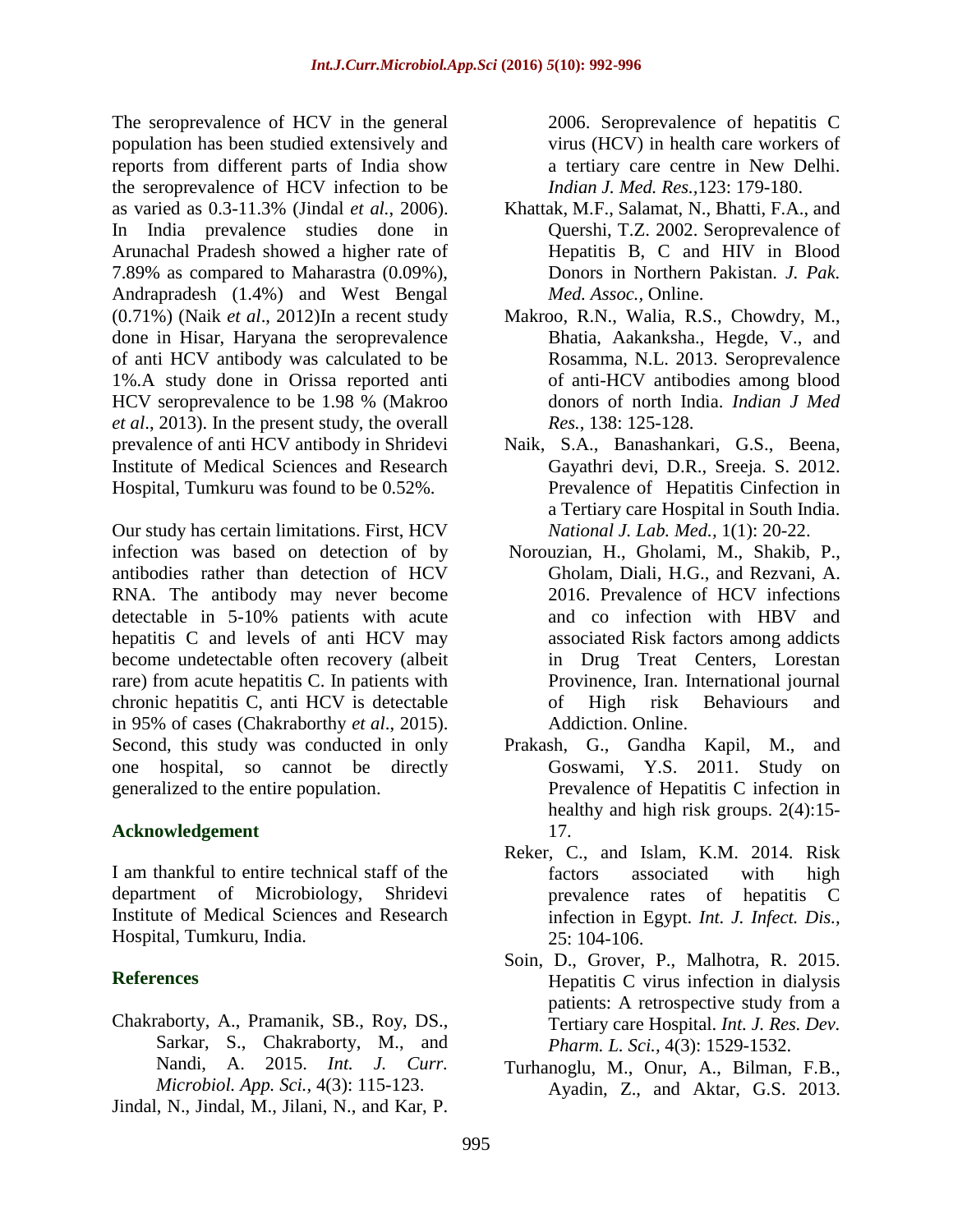The seroprevalence of HCV in the general population has been studied extensively and reports from different parts of India show the seroprevalence of HCV infection to be as varied as 0.3-11.3% (Jindal *et al.,* 2006). In India prevalence studies done in Arunachal Pradesh showed a higher rate of 7.89% as compared to Maharastra (0.09%), Andrapradesh (1.4%) and West Bengal (0.71%) (Naik *et al*., 2012)In a recent study done in Hisar, Haryana the seroprevalence of anti HCV antibody was calculated to be 1%.A study done in Orissa reported anti HCV seroprevalence to be 1.98 % (Makroo *et al*., 2013). In the present study, the overall prevalence of anti HCV antibody in Shridevi Institute of Medical Sciences and Research Hospital, Tumkuru was found to be 0.52%.

Our study has certain limitations. First, HCV infection was based on detection of by antibodies rather than detection of HCV RNA. The antibody may never become detectable in 5-10% patients with acute hepatitis C and levels of anti HCV may become undetectable often recovery (albeit rare) from acute hepatitis C. In patients with chronic hepatitis C, anti HCV is detectable in 95% of cases (Chakraborthy *et al*., 2015). Second, this study was conducted in only one hospital, so cannot be directly generalized to the entire population.

## Acknowledgement

I am thankful to entire technical staff of the department of Microbiology, Shridevi Institute of Medical Sciences and Research Hospital, Tumkuru, India.

## References

Chakraborty, A., Pramanik, SB., Roy, DS., Sarkar, S., Chakraborty, M., and Nandi, A. 2015. *Int. J. Curr. Microbiol. App. Sci.,* 4(3): 115-123.

Jindal, N., Jindal, M., Jilani, N., and Kar, P. 2006. Seroprevalence of hepatitis C virus (HCV) in health care workers of a tertiary care centre in New Delhi. *Indian J. Med. Res.,*123: 179-180.

Khattak, M.F., Salamat, N., Bhatti, F.A., and Quershi, T.Z. 2002. Seroprevalence of Hepatitis B, C and HIV in Blood Donors in Northern Pakistan. *J. Pak. Med. Assoc.,* Online.

Makroo, R.N., Walia, R.S., Chowdry, M., Bhatia, Aakanksha., Hegde, V., and Rosamma, N.L. 2013. Seroprevalence of anti-HCV antibodies among blood donors of north India. *Indian J Med Res.,* 138: 125-128.

Naik, S.A., Banashankari, G.S., Beena, Gayathri devi, D.R., Sreeja. S. 2012. Prevalence of Hepatitis Cinfection in a Tertiary care Hospital in South India. *National J. Lab. Med.,* 1(1): 20-22.

Norouzian, H., Gholami, M., Shakib, P., Gholam, Diali, H.G., and Rezvani, A. 2016. Prevalence of HCV infections and co infection with HBV and associated Risk factors among addicts in Drug Treat Centers, Lorestan Provinence, Iran. International journal of High risk Behaviours and Addiction. Online.

Prakash, G., Gandha Kapil, M., and Goswami, Y.S. 2011. Study on Prevalence of Hepatitis C infection in healthy and high risk groups. 2(4):15-17.

Reker, C., and Islam, K.M. 2014. Risk factors associated with high prevalence rates of hepatitis C infection in Egypt. *Int. J. Infect. Dis.,* 25: 104-106.

Soin, D., Grover, P., Malhotra, R. 2015. Hepatitis C virus infection in dialysis patients: A retrospective study from a Tertiary care Hospital. *Int. J. Res. Dev. Pharm. L. Sci.,* 4(3): 1529-1532.

Turhanoglu, M., Onur, A., Bilman, F.B., Ayadin, Z., and Aktar, G.S. 2013.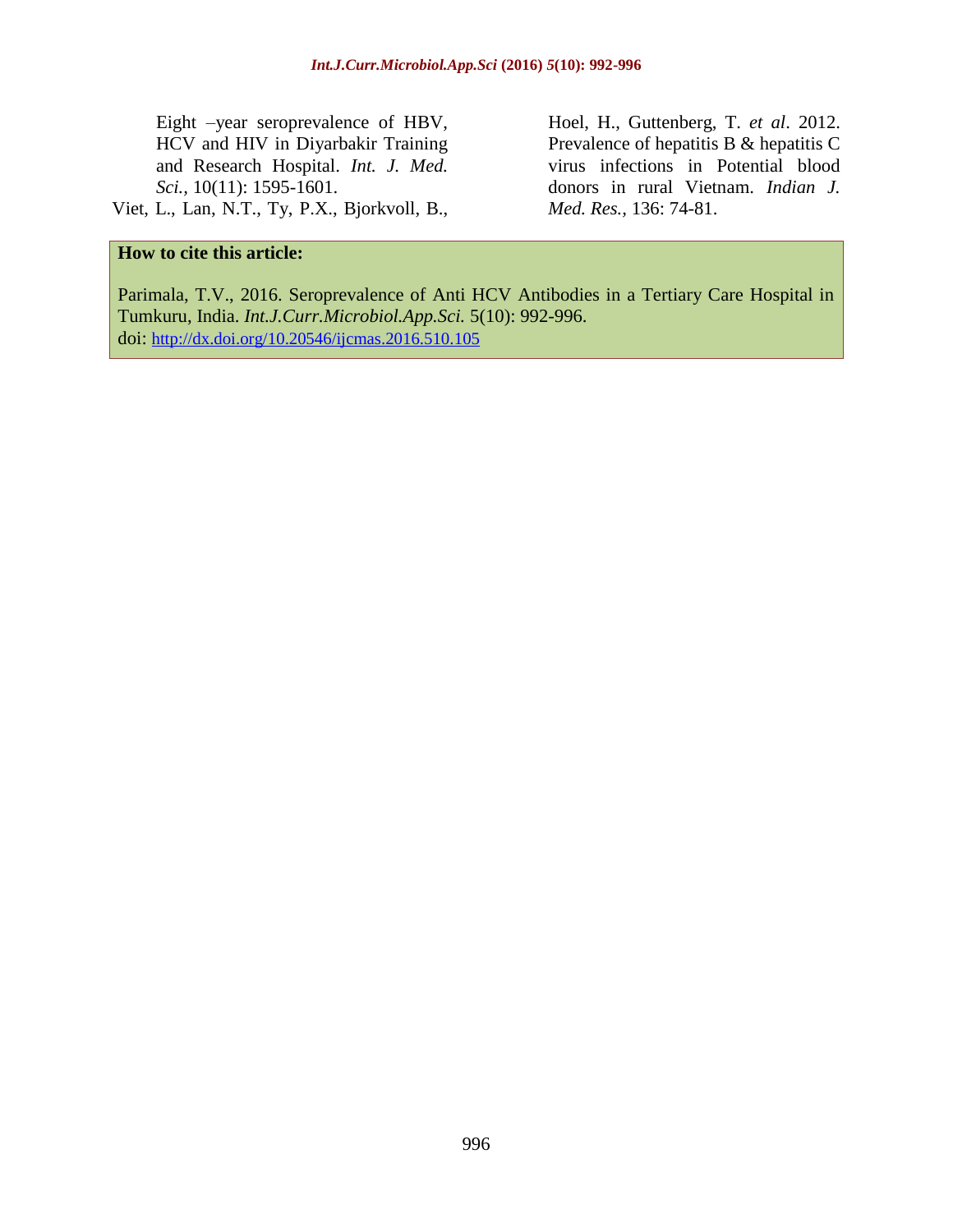Eight –year seroprevalence of HBV, HCV and HIV in Diyarbakir Training and Research Hospital. *Int. J. Med. Sci.,* 10(11): 1595-1601.

Viet, L., Lan, N.T., Ty, P.X., Bjorkvoll, B., Hoel, H., Guttenberg, T. *et al*. 2012. Prevalence of hepatitis B & hepatitis C virus infections in Potential blood donors in rural Vietnam. *Indian J. Med. Res.,* 136: 74-81.

**How to cite this article:**

Parimala, T.V., 2016. Seroprevalence of Anti HCV Antibodies in a Tertiary Care Hospital in Tumkuru, India. *Int.J.Curr.Microbiol.App.Sci.* 5(10): 992-996.
doi: http://dx.doi.org/10.20546/ijcmas.2016.510.105